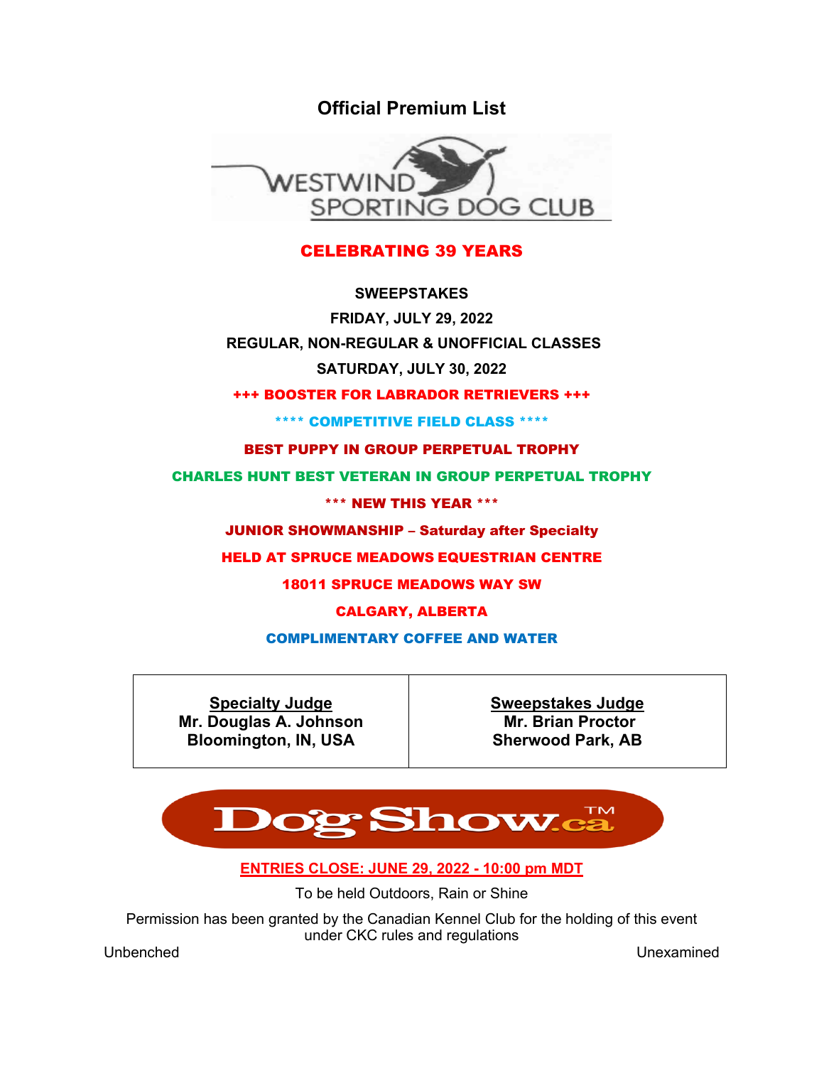# Official Premium List

WESTWIND SPORTING DOG CLUB

**CELEBRATING 39 YEARS**

**SWEEPSTAKES**

**FRIDAY, JULY 29, 2022**

**REGULAR, NON-REGULAR & UNOFFICIAL CLASSES**

**SATURDAY, JULY 30, 2022**

**+++ BOOSTER FOR LABRADOR RETRIEVERS +++**

**\*\*\*\* COMPETITIVE FIELD CLASS \*\*\*\***

**BEST PUPPY IN GROUP PERPETUAL TROPHY**

**CHARLES HUNT BEST VETERAN IN GROUP PERPETUAL TROPHY**

**\*\*\* NEW THIS YEAR \*\*\***

**JUNIOR SHOWMANSHIP – Saturday after Specialty**

**HELD AT SPRUCE MEADOWS EQUESTRIAN CENTRE**

**18011 SPRUCE MEADOWS WAY SW**

**CALGARY, ALBERTA**

**COMPLIMENTARY COFFEE AND WATER**

| Specialty Judge | Sweepstakes Judge |
|---|---|
| Mr. Douglas A. Johnson<br>Bloomington, IN, USA | Mr. Brian Proctor<br>Sherwood Park, AB |

DogShow.ca™

**ENTRIES CLOSE: JUNE 29, 2022 - 10:00 pm MDT**

To be held Outdoors, Rain or Shine

Permission has been granted by the Canadian Kennel Club for the holding of this event under CKC rules and regulations

Unbenched Unexamined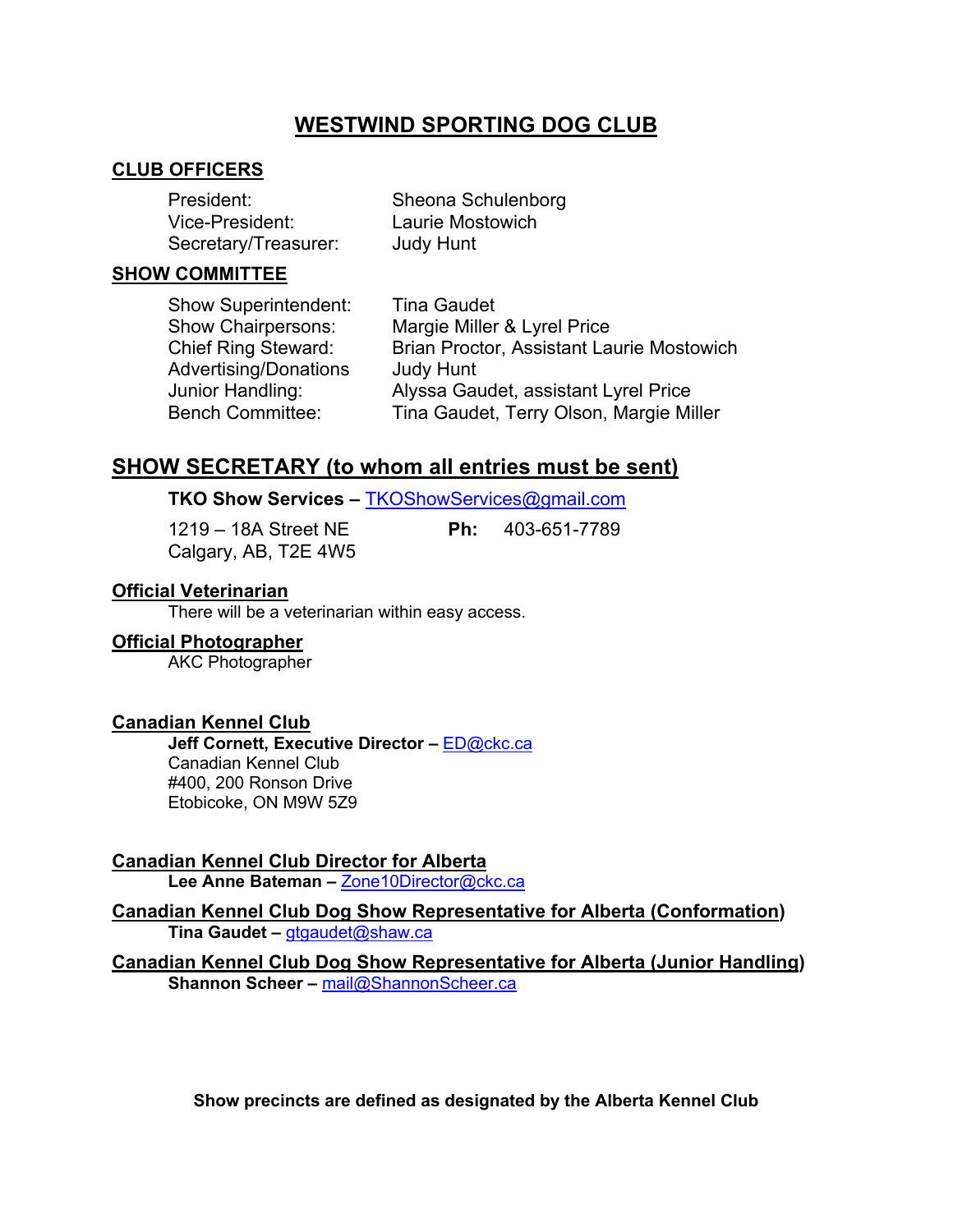# WESTWIND SPORTING DOG CLUB

## CLUB OFFICERS

| | |
|---|---|
| President: | Sheona Schulenborg |
| Vice-President: | Laurie Mostowich |
| Secretary/Treasurer: | Judy Hunt |

## SHOW COMMITTEE

| | |
|---|---|
| Show Superintendent: | Tina Gaudet |
| Show Chairpersons: | Margie Miller & Lyrel Price |
| Chief Ring Steward: | Brian Proctor, Assistant Laurie Mostowich |
| Advertising/Donations | Judy Hunt |
| Junior Handling: | Alyssa Gaudet, assistant Lyrel Price |
| Bench Committee: | Tina Gaudet, Terry Olson, Margie Miller |

## SHOW SECRETARY (to whom all entries must be sent)

**TKO Show Services –** TKOShowServices@gmail.com

1219 – 18A Street NE
Calgary, AB, T2E 4W5

**Ph:** 403-651-7789

### Official Veterinarian

There will be a veterinarian within easy access.

### Official Photographer

AKC Photographer

### Canadian Kennel Club

**Jeff Cornett, Executive Director –** ED@ckc.ca
Canadian Kennel Club
#400, 200 Ronson Drive
Etobicoke, ON M9W 5Z9

### Canadian Kennel Club Director for Alberta

**Lee Anne Bateman –** Zone10Director@ckc.ca

### Canadian Kennel Club Dog Show Representative for Alberta (Conformation)

**Tina Gaudet –** gtgaudet@shaw.ca

### Canadian Kennel Club Dog Show Representative for Alberta (Junior Handling)

**Shannon Scheer –** mail@ShannonScheer.ca

**Show precincts are defined as designated by the Alberta Kennel Club**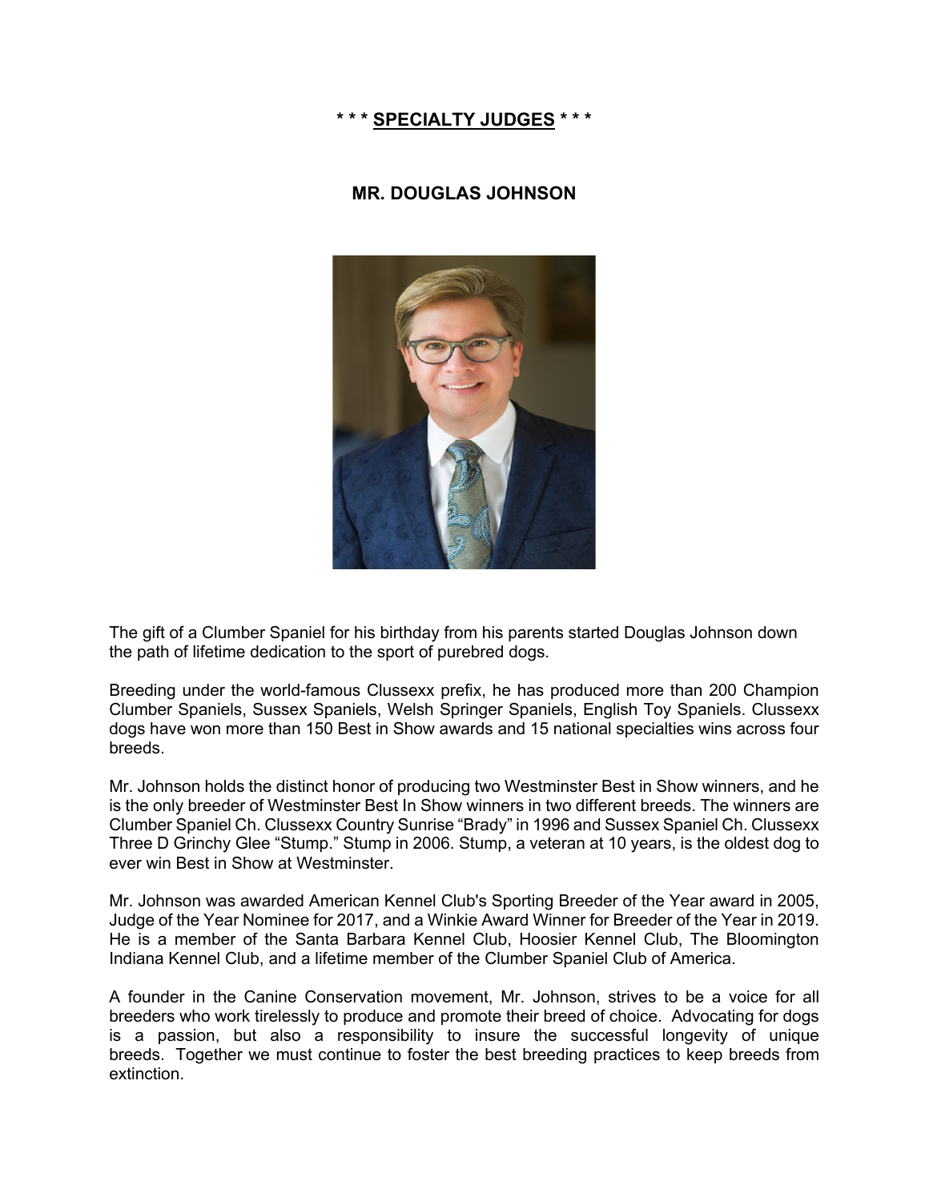**\* \* \* <u>SPECIALTY JUDGES</u> \* \* \***

## MR. DOUGLAS JOHNSON

The gift of a Clumber Spaniel for his birthday from his parents started Douglas Johnson down the path of lifetime dedication to the sport of purebred dogs.

Breeding under the world-famous Clussexx prefix, he has produced more than 200 Champion Clumber Spaniels, Sussex Spaniels, Welsh Springer Spaniels, English Toy Spaniels. Clussexx dogs have won more than 150 Best in Show awards and 15 national specialties wins across four breeds.

Mr. Johnson holds the distinct honor of producing two Westminster Best in Show winners, and he is the only breeder of Westminster Best In Show winners in two different breeds. The winners are Clumber Spaniel Ch. Clussexx Country Sunrise "Brady" in 1996 and Sussex Spaniel Ch. Clussexx Three D Grinchy Glee "Stump." Stump in 2006. Stump, a veteran at 10 years, is the oldest dog to ever win Best in Show at Westminster.

Mr. Johnson was awarded American Kennel Club's Sporting Breeder of the Year award in 2005, Judge of the Year Nominee for 2017, and a Winkie Award Winner for Breeder of the Year in 2019. He is a member of the Santa Barbara Kennel Club, Hoosier Kennel Club, The Bloomington Indiana Kennel Club, and a lifetime member of the Clumber Spaniel Club of America.

A founder in the Canine Conservation movement, Mr. Johnson, strives to be a voice for all breeders who work tirelessly to produce and promote their breed of choice. Advocating for dogs is a passion, but also a responsibility to insure the successful longevity of unique breeds. Together we must continue to foster the best breeding practices to keep breeds from extinction.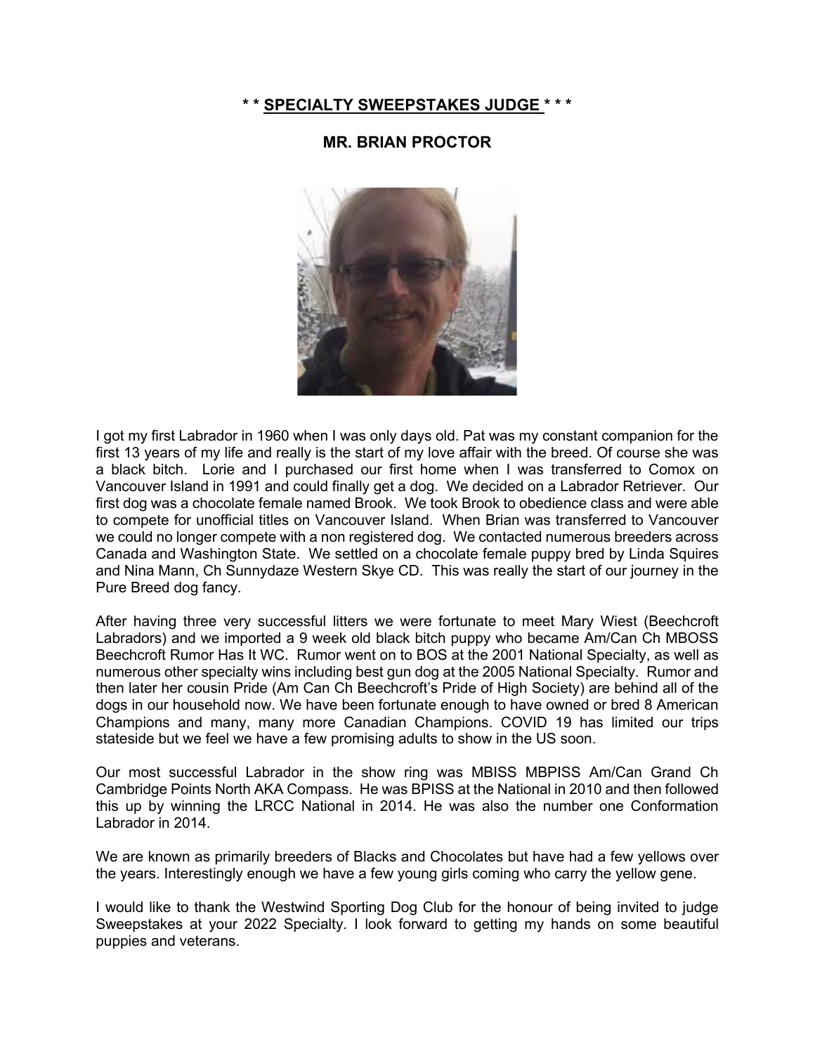**\* \* SPECIALTY SWEEPSTAKES JUDGE \* \* \***

**MR. BRIAN PROCTOR**

I got my first Labrador in 1960 when I was only days old. Pat was my constant companion for the first 13 years of my life and really is the start of my love affair with the breed. Of course she was a black bitch. Lorie and I purchased our first home when I was transferred to Comox on Vancouver Island in 1991 and could finally get a dog. We decided on a Labrador Retriever. Our first dog was a chocolate female named Brook. We took Brook to obedience class and were able to compete for unofficial titles on Vancouver Island. When Brian was transferred to Vancouver we could no longer compete with a non registered dog. We contacted numerous breeders across Canada and Washington State. We settled on a chocolate female puppy bred by Linda Squires and Nina Mann, Ch Sunnydaze Western Skye CD. This was really the start of our journey in the Pure Breed dog fancy.

After having three very successful litters we were fortunate to meet Mary Wiest (Beechcroft Labradors) and we imported a 9 week old black bitch puppy who became Am/Can Ch MBOSS Beechcroft Rumor Has It WC. Rumor went on to BOS at the 2001 National Specialty, as well as numerous other specialty wins including best gun dog at the 2005 National Specialty. Rumor and then later her cousin Pride (Am Can Ch Beechcroft's Pride of High Society) are behind all of the dogs in our household now. We have been fortunate enough to have owned or bred 8 American Champions and many, many more Canadian Champions. COVID 19 has limited our trips stateside but we feel we have a few promising adults to show in the US soon.

Our most successful Labrador in the show ring was MBISS MBPISS Am/Can Grand Ch Cambridge Points North AKA Compass. He was BPISS at the National in 2010 and then followed this up by winning the LRCC National in 2014. He was also the number one Conformation Labrador in 2014.

We are known as primarily breeders of Blacks and Chocolates but have had a few yellows over the years. Interestingly enough we have a few young girls coming who carry the yellow gene.

I would like to thank the Westwind Sporting Dog Club for the honour of being invited to judge Sweepstakes at your 2022 Specialty. I look forward to getting my hands on some beautiful puppies and veterans.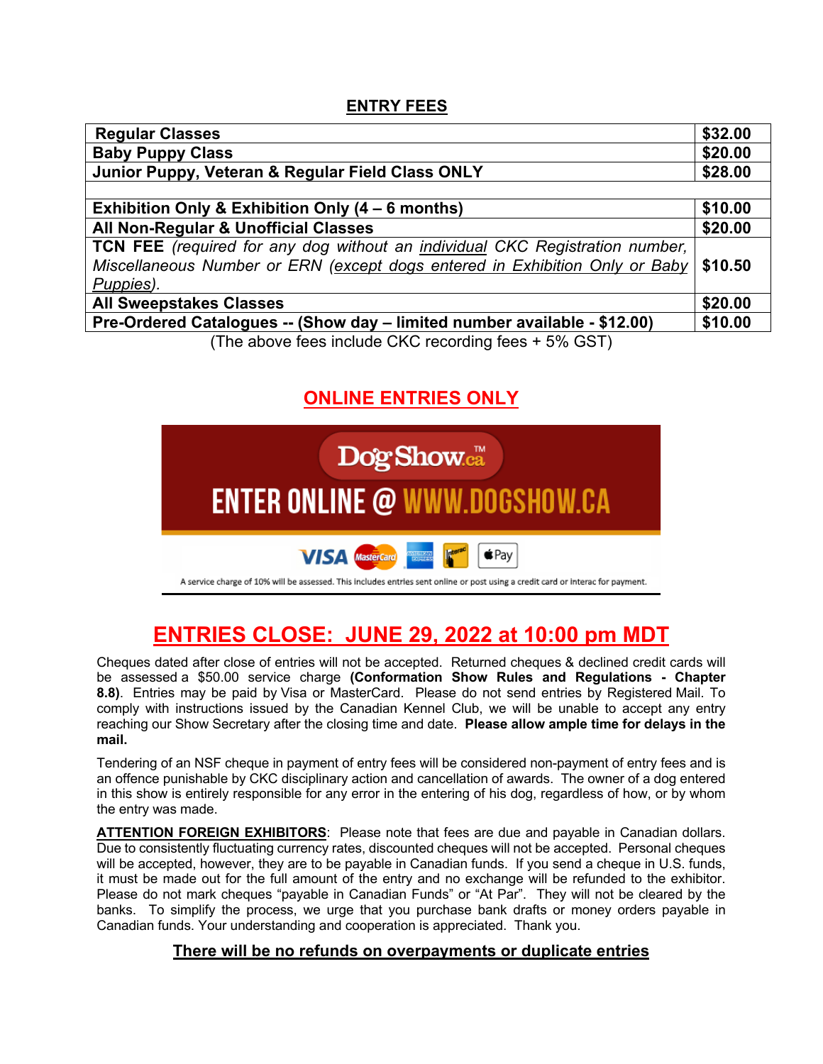## ENTRY FEES

| Regular Classes | $32.00 |
|---|---|
| Baby Puppy Class | $20.00 |
| Junior Puppy, Veteran & Regular Field Class ONLY | $28.00 |
| | |
| Exhibition Only & Exhibition Only (4 – 6 months) | $10.00 |
| All Non-Regular & Unofficial Classes | $20.00 |
| **TCN FEE** *(required for any dog without an individual CKC Registration number, Miscellaneous Number or ERN (except dogs entered in Exhibition Only or Baby Puppies).* | $10.50 |
| All Sweepstakes Classes | $20.00 |
| Pre-Ordered Catalogues -- (Show day – limited number available - $12.00) | $10.00 |

(The above fees include CKC recording fees + 5% GST)

## ONLINE ENTRIES ONLY

DogShow.ca™

ENTER ONLINE @ WWW.DOGSHOW.CA

VISA MasterCard American Express Interac Apple Pay

A service charge of 10% will be assessed. This includes entries sent online or post using a credit card or Interac for payment.

## ENTRIES CLOSE: JUNE 29, 2022 at 10:00 pm MDT

Cheques dated after close of entries will not be accepted. Returned cheques & declined credit cards will be assessed a $50.00 service charge **(Conformation Show Rules and Regulations - Chapter 8.8)**. Entries may be paid by Visa or MasterCard. Please do not send entries by Registered Mail. To comply with instructions issued by the Canadian Kennel Club, we will be unable to accept any entry reaching our Show Secretary after the closing time and date. **Please allow ample time for delays in the mail.**

Tendering of an NSF cheque in payment of entry fees will be considered non-payment of entry fees and is an offence punishable by CKC disciplinary action and cancellation of awards. The owner of a dog entered in this show is entirely responsible for any error in the entering of his dog, regardless of how, or by whom the entry was made.

**ATTENTION FOREIGN EXHIBITORS**: Please note that fees are due and payable in Canadian dollars. Due to consistently fluctuating currency rates, discounted cheques will not be accepted. Personal cheques will be accepted, however, they are to be payable in Canadian funds. If you send a cheque in U.S. funds, it must be made out for the full amount of the entry and no exchange will be refunded to the exhibitor. Please do not mark cheques "payable in Canadian Funds" or "At Par". They will not be cleared by the banks. To simplify the process, we urge that you purchase bank drafts or money orders payable in Canadian funds. Your understanding and cooperation is appreciated. Thank you.

**There will be no refunds on overpayments or duplicate entries**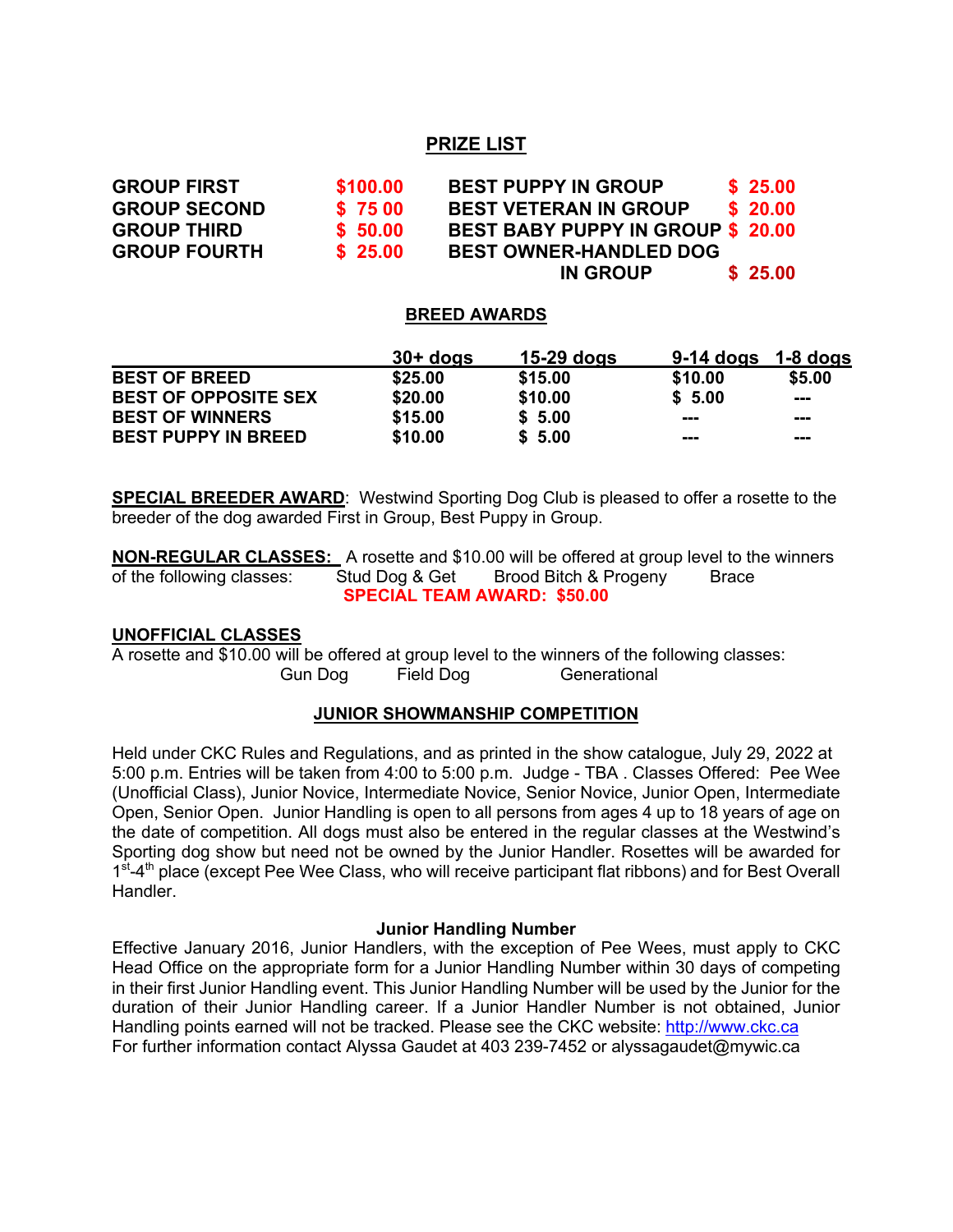## PRIZE LIST

| | | | |
|---|---|---|---|
| **GROUP FIRST** | **$100.00** | **BEST PUPPY IN GROUP** | **$ 25.00** |
| **GROUP SECOND** | **$ 75 00** | **BEST VETERAN IN GROUP** | **$ 20.00** |
| **GROUP THIRD** | **$ 50.00** | **BEST BABY PUPPY IN GROUP** | **$ 20.00** |
| **GROUP FOURTH** | **$ 25.00** | **BEST OWNER-HANDLED DOG IN GROUP** | **$ 25.00** |

## BREED AWARDS

| | 30+ dogs | 15-29 dogs | 9-14 dogs | 1-8 dogs |
|---|---|---|---|---|
| **BEST OF BREED** | $25.00 | $15.00 | $10.00 | $5.00 |
| **BEST OF OPPOSITE SEX** | $20.00 | $10.00 | $ 5.00 | --- |
| **BEST OF WINNERS** | $15.00 | $ 5.00 | --- | --- |
| **BEST PUPPY IN BREED** | $10.00 | $ 5.00 | --- | --- |

**SPECIAL BREEDER AWARD**: Westwind Sporting Dog Club is pleased to offer a rosette to the breeder of the dog awarded First in Group, Best Puppy in Group.

**NON-REGULAR CLASSES:** A rosette and $10.00 will be offered at group level to the winners of the following classes: Stud Dog & Get Brood Bitch & Progeny Brace

**SPECIAL TEAM AWARD: $50.00**

**UNOFFICIAL CLASSES**

A rosette and $10.00 will be offered at group level to the winners of the following classes: Gun Dog Field Dog Generational

## JUNIOR SHOWMANSHIP COMPETITION

Held under CKC Rules and Regulations, and as printed in the show catalogue, July 29, 2022 at 5:00 p.m. Entries will be taken from 4:00 to 5:00 p.m. Judge - TBA . Classes Offered: Pee Wee (Unofficial Class), Junior Novice, Intermediate Novice, Senior Novice, Junior Open, Intermediate Open, Senior Open. Junior Handling is open to all persons from ages 4 up to 18 years of age on the date of competition. All dogs must also be entered in the regular classes at the Westwind's Sporting dog show but need not be owned by the Junior Handler. Rosettes will be awarded for 1st-4th place (except Pee Wee Class, who will receive participant flat ribbons) and for Best Overall Handler.

### Junior Handling Number

Effective January 2016, Junior Handlers, with the exception of Pee Wees, must apply to CKC Head Office on the appropriate form for a Junior Handling Number within 30 days of competing in their first Junior Handling event. This Junior Handling Number will be used by the Junior for the duration of their Junior Handling career. If a Junior Handler Number is not obtained, Junior Handling points earned will not be tracked. Please see the CKC website: http://www.ckc.ca
For further information contact Alyssa Gaudet at 403 239-7452 or alyssagaudet@mywic.ca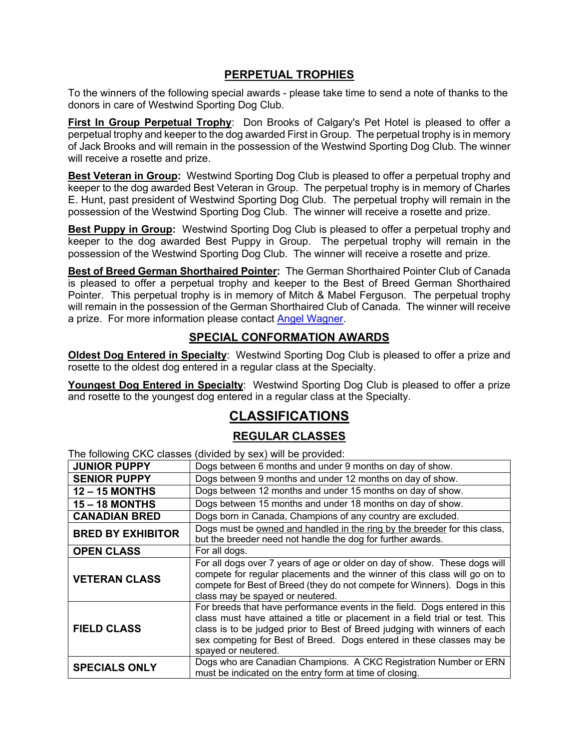## PERPETUAL TROPHIES

To the winners of the following special awards - please take time to send a note of thanks to the donors in care of Westwind Sporting Dog Club.

**First In Group Perpetual Trophy**: Don Brooks of Calgary's Pet Hotel is pleased to offer a perpetual trophy and keeper to the dog awarded First in Group. The perpetual trophy is in memory of Jack Brooks and will remain in the possession of the Westwind Sporting Dog Club. The winner will receive a rosette and prize.

**Best Veteran in Group:** Westwind Sporting Dog Club is pleased to offer a perpetual trophy and keeper to the dog awarded Best Veteran in Group. The perpetual trophy is in memory of Charles E. Hunt, past president of Westwind Sporting Dog Club. The perpetual trophy will remain in the possession of the Westwind Sporting Dog Club. The winner will receive a rosette and prize.

**Best Puppy in Group:** Westwind Sporting Dog Club is pleased to offer a perpetual trophy and keeper to the dog awarded Best Puppy in Group. The perpetual trophy will remain in the possession of the Westwind Sporting Dog Club. The winner will receive a rosette and prize.

**Best of Breed German Shorthaired Pointer:** The German Shorthaired Pointer Club of Canada is pleased to offer a perpetual trophy and keeper to the Best of Breed German Shorthaired Pointer. This perpetual trophy is in memory of Mitch & Mabel Ferguson. The perpetual trophy will remain in the possession of the German Shorthaired Club of Canada. The winner will receive a prize. For more information please contact Angel Wagner.

## SPECIAL CONFORMATION AWARDS

**Oldest Dog Entered in Specialty**: Westwind Sporting Dog Club is pleased to offer a prize and rosette to the oldest dog entered in a regular class at the Specialty.

**Youngest Dog Entered in Specialty**: Westwind Sporting Dog Club is pleased to offer a prize and rosette to the youngest dog entered in a regular class at the Specialty.

# CLASSIFICATIONS

## REGULAR CLASSES

The following CKC classes (divided by sex) will be provided:

| Class | Description |
|---|---|
| **JUNIOR PUPPY** | Dogs between 6 months and under 9 months on day of show. |
| **SENIOR PUPPY** | Dogs between 9 months and under 12 months on day of show. |
| **12 – 15 MONTHS** | Dogs between 12 months and under 15 months on day of show. |
| **15 – 18 MONTHS** | Dogs between 15 months and under 18 months on day of show. |
| **CANADIAN BRED** | Dogs born in Canada, Champions of any country are excluded. |
| **BRED BY EXHIBITOR** | Dogs must be owned and handled in the ring by the breeder for this class, but the breeder need not handle the dog for further awards. |
| **OPEN CLASS** | For all dogs. |
| **VETERAN CLASS** | For all dogs over 7 years of age or older on day of show. These dogs will compete for regular placements and the winner of this class will go on to compete for Best of Breed (they do not compete for Winners). Dogs in this class may be spayed or neutered. |
| **FIELD CLASS** | For breeds that have performance events in the field. Dogs entered in this class must have attained a title or placement in a field trial or test. This class is to be judged prior to Best of Breed judging with winners of each sex competing for Best of Breed. Dogs entered in these classes may be spayed or neutered. |
| **SPECIALS ONLY** | Dogs who are Canadian Champions. A CKC Registration Number or ERN must be indicated on the entry form at time of closing. |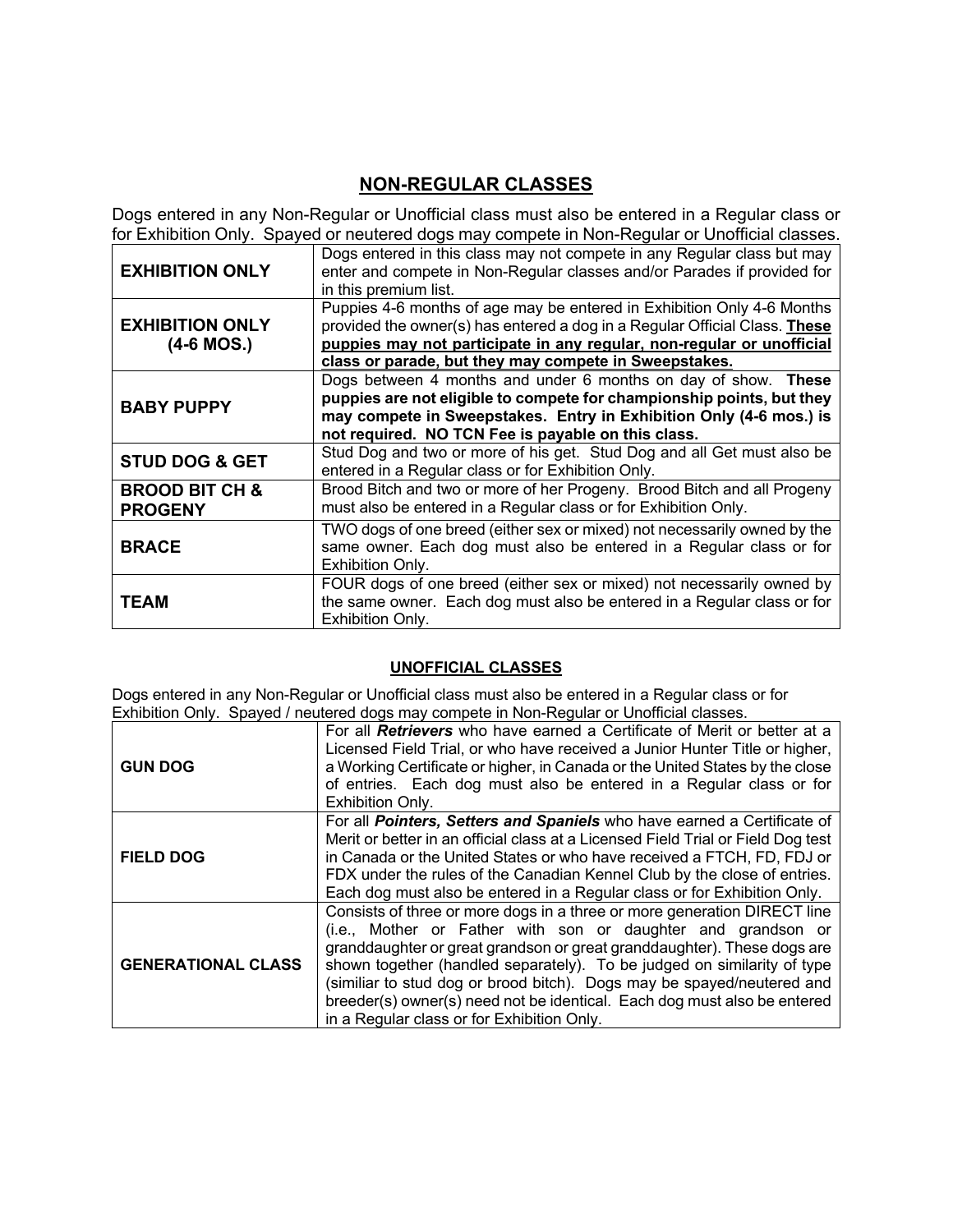## NON-REGULAR CLASSES

Dogs entered in any Non-Regular or Unofficial class must also be entered in a Regular class or for Exhibition Only. Spayed or neutered dogs may compete in Non-Regular or Unofficial classes.

| | |
|---|---|
| **EXHIBITION ONLY** | Dogs entered in this class may not compete in any Regular class but may enter and compete in Non-Regular classes and/or Parades if provided for in this premium list. |
| **EXHIBITION ONLY (4-6 MOS.)** | Puppies 4-6 months of age may be entered in Exhibition Only 4-6 Months provided the owner(s) has entered a dog in a Regular Official Class. **These puppies may not participate in any regular, non-regular or unofficial class or parade, but they may compete in Sweepstakes.** |
| **BABY PUPPY** | Dogs between 4 months and under 6 months on day of show. **These puppies are not eligible to compete for championship points, but they may compete in Sweepstakes. Entry in Exhibition Only (4-6 mos.) is not required. NO TCN Fee is payable on this class.** |
| **STUD DOG & GET** | Stud Dog and two or more of his get. Stud Dog and all Get must also be entered in a Regular class or for Exhibition Only. |
| **BROOD BIT CH & PROGENY** | Brood Bitch and two or more of her Progeny. Brood Bitch and all Progeny must also be entered in a Regular class or for Exhibition Only. |
| **BRACE** | TWO dogs of one breed (either sex or mixed) not necessarily owned by the same owner. Each dog must also be entered in a Regular class or for Exhibition Only. |
| **TEAM** | FOUR dogs of one breed (either sex or mixed) not necessarily owned by the same owner. Each dog must also be entered in a Regular class or for Exhibition Only. |

### UNOFFICIAL CLASSES

Dogs entered in any Non-Regular or Unofficial class must also be entered in a Regular class or for Exhibition Only. Spayed / neutered dogs may compete in Non-Regular or Unofficial classes.

| | |
|---|---|
| **GUN DOG** | For all ***Retrievers*** who have earned a Certificate of Merit or better at a Licensed Field Trial, or who have received a Junior Hunter Title or higher, a Working Certificate or higher, in Canada or the United States by the close of entries. Each dog must also be entered in a Regular class or for Exhibition Only. |
| **FIELD DOG** | For all ***Pointers, Setters and Spaniels*** who have earned a Certificate of Merit or better in an official class at a Licensed Field Trial or Field Dog test in Canada or the United States or who have received a FTCH, FD, FDJ or FDX under the rules of the Canadian Kennel Club by the close of entries. Each dog must also be entered in a Regular class or for Exhibition Only. |
| **GENERATIONAL CLASS** | Consists of three or more dogs in a three or more generation DIRECT line (i.e., Mother or Father with son or daughter and grandson or granddaughter or great grandson or great granddaughter). These dogs are shown together (handled separately). To be judged on similarity of type (similiar to stud dog or brood bitch). Dogs may be spayed/neutered and breeder(s) owner(s) need not be identical. Each dog must also be entered in a Regular class or for Exhibition Only. |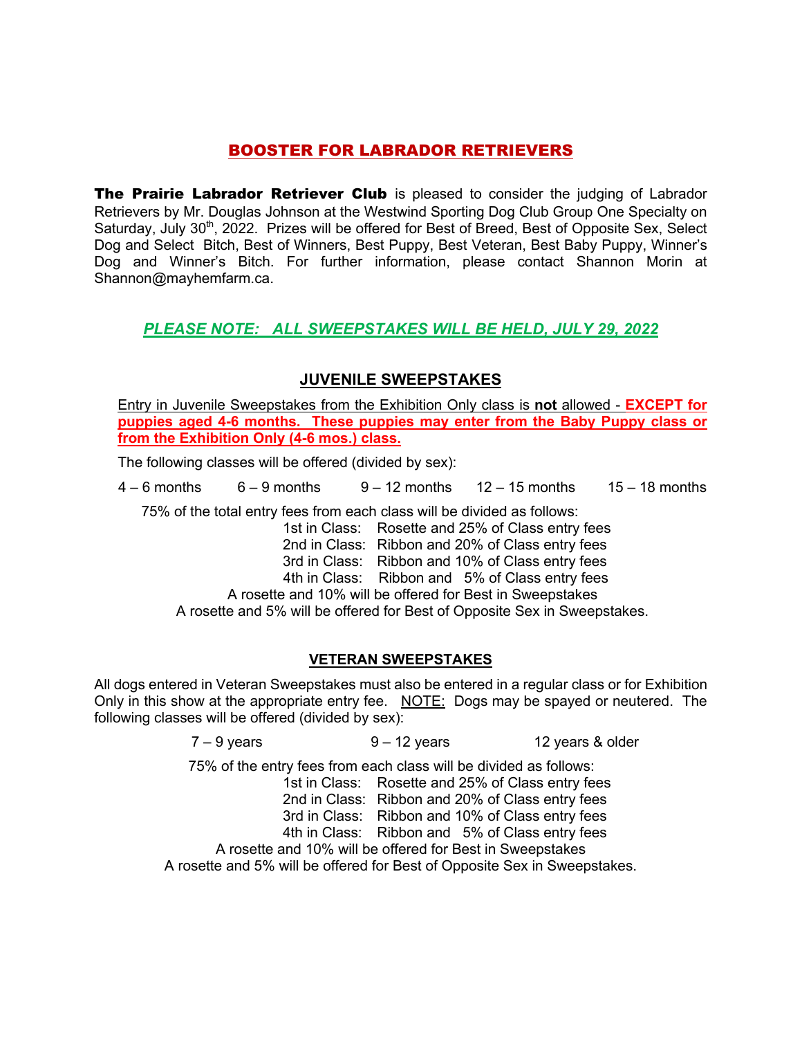# BOOSTER FOR LABRADOR RETRIEVERS

**The Prairie Labrador Retriever Club** is pleased to consider the judging of Labrador Retrievers by Mr. Douglas Johnson at the Westwind Sporting Dog Club Group One Specialty on Saturday, July 30th, 2022. Prizes will be offered for Best of Breed, Best of Opposite Sex, Select Dog and Select Bitch, Best of Winners, Best Puppy, Best Veteran, Best Baby Puppy, Winner's Dog and Winner's Bitch. For further information, please contact Shannon Morin at Shannon@mayhemfarm.ca.

***PLEASE NOTE: ALL SWEEPSTAKES WILL BE HELD, JULY 29, 2022***

## JUVENILE SWEEPSTAKES

Entry in Juvenile Sweepstakes from the Exhibition Only class is **not** allowed - **EXCEPT for puppies aged 4-6 months. These puppies may enter from the Baby Puppy class or from the Exhibition Only (4-6 mos.) class.**

The following classes will be offered (divided by sex):

4 – 6 months    6 – 9 months    9 – 12 months    12 – 15 months    15 – 18 months

75% of the total entry fees from each class will be divided as follows:

1st in Class: Rosette and 25% of Class entry fees
2nd in Class: Ribbon and 20% of Class entry fees
3rd in Class: Ribbon and 10% of Class entry fees
4th in Class: Ribbon and 5% of Class entry fees

A rosette and 10% will be offered for Best in Sweepstakes
A rosette and 5% will be offered for Best of Opposite Sex in Sweepstakes.

## VETERAN SWEEPSTAKES

All dogs entered in Veteran Sweepstakes must also be entered in a regular class or for Exhibition Only in this show at the appropriate entry fee. NOTE: Dogs may be spayed or neutered. The following classes will be offered (divided by sex):

7 – 9 years    9 – 12 years    12 years & older

75% of the entry fees from each class will be divided as follows:

1st in Class: Rosette and 25% of Class entry fees
2nd in Class: Ribbon and 20% of Class entry fees
3rd in Class: Ribbon and 10% of Class entry fees
4th in Class: Ribbon and 5% of Class entry fees

A rosette and 10% will be offered for Best in Sweepstakes
A rosette and 5% will be offered for Best of Opposite Sex in Sweepstakes.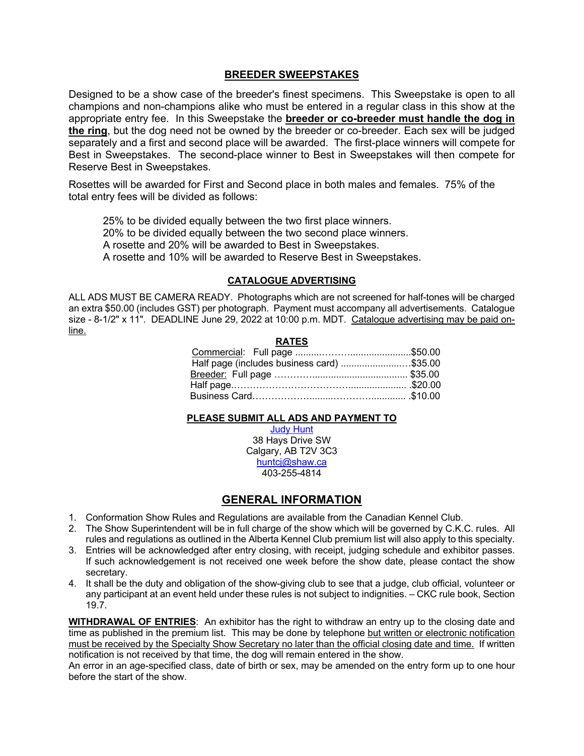## BREEDER SWEEPSTAKES

Designed to be a show case of the breeder's finest specimens. This Sweepstake is open to all champions and non-champions alike who must be entered in a regular class in this show at the appropriate entry fee. In this Sweepstake the **breeder or co-breeder must handle the dog in the ring**, but the dog need not be owned by the breeder or co-breeder. Each sex will be judged separately and a first and second place will be awarded. The first-place winners will compete for Best in Sweepstakes. The second-place winner to Best in Sweepstakes will then compete for Reserve Best in Sweepstakes.

Rosettes will be awarded for First and Second place in both males and females. 75% of the total entry fees will be divided as follows:

25% to be divided equally between the two first place winners.
20% to be divided equally between the two second place winners.
A rosette and 20% will be awarded to Best in Sweepstakes.
A rosette and 10% will be awarded to Reserve Best in Sweepstakes.

### CATALOGUE ADVERTISING

ALL ADS MUST BE CAMERA READY. Photographs which are not screened for half-tones will be charged an extra $50.00 (includes GST) per photograph. Payment must accompany all advertisements. Catalogue size - 8-1/2" x 11". DEADLINE June 29, 2022 at 10:00 p.m. MDT. Catalogue advertising may be paid on-line.

**RATES**

| | |
|---|---|
| Commercial: Full page | $50.00 |
| Half page (includes business card) | $35.00 |
| Breeder: Full page | $35.00 |
| Half page | $20.00 |
| Business Card | $10.00 |

**PLEASE SUBMIT ALL ADS AND PAYMENT TO**

Judy Hunt
38 Hays Drive SW
Calgary, AB T2V 3C3
huntcj@shaw.ca
403-255-4814

## GENERAL INFORMATION

1. Conformation Show Rules and Regulations are available from the Canadian Kennel Club.
2. The Show Superintendent will be in full charge of the show which will be governed by C.K.C. rules. All rules and regulations as outlined in the Alberta Kennel Club premium list will also apply to this specialty.
3. Entries will be acknowledged after entry closing, with receipt, judging schedule and exhibitor passes. If such acknowledgement is not received one week before the show date, please contact the show secretary.
4. It shall be the duty and obligation of the show-giving club to see that a judge, club official, volunteer or any participant at an event held under these rules is not subject to indignities. – CKC rule book, Section 19.7.

**WITHDRAWAL OF ENTRIES**: An exhibitor has the right to withdraw an entry up to the closing date and time as published in the premium list. This may be done by telephone but written or electronic notification must be received by the Specialty Show Secretary no later than the official closing date and time. If written notification is not received by that time, the dog will remain entered in the show.
An error in an age-specified class, date of birth or sex, may be amended on the entry form up to one hour before the start of the show.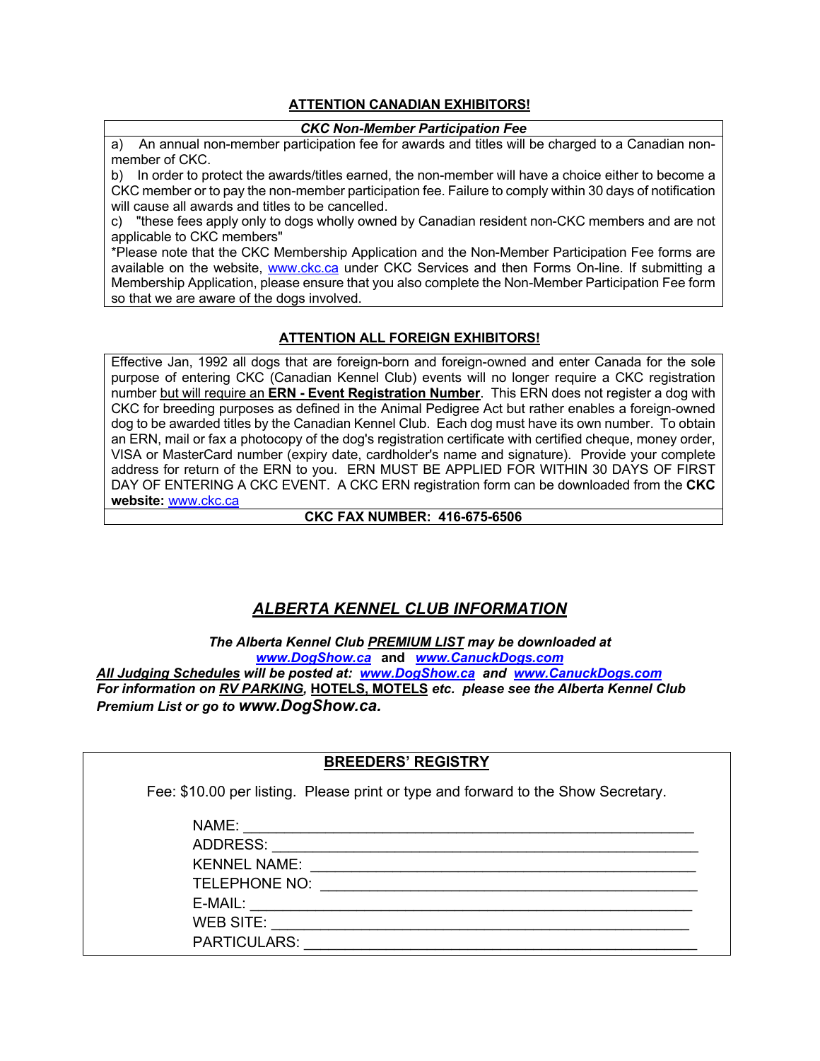## ATTENTION CANADIAN EXHIBITORS!

***CKC Non-Member Participation Fee***

a) An annual non-member participation fee for awards and titles will be charged to a Canadian non-member of CKC.

b) In order to protect the awards/titles earned, the non-member will have a choice either to become a CKC member or to pay the non-member participation fee. Failure to comply within 30 days of notification will cause all awards and titles to be cancelled.

c) "these fees apply only to dogs wholly owned by Canadian resident non-CKC members and are not applicable to CKC members"

*Please note that the CKC Membership Application and the Non-Member Participation Fee forms are available on the website, www.ckc.ca under CKC Services and then Forms On-line. If submitting a Membership Application, please ensure that you also complete the Non-Member Participation Fee form so that we are aware of the dogs involved.

## ATTENTION ALL FOREIGN EXHIBITORS!

Effective Jan, 1992 all dogs that are foreign-born and foreign-owned and enter Canada for the sole purpose of entering CKC (Canadian Kennel Club) events will no longer require a CKC registration number but will require an **ERN - Event Registration Number**. This ERN does not register a dog with CKC for breeding purposes as defined in the Animal Pedigree Act but rather enables a foreign-owned dog to be awarded titles by the Canadian Kennel Club. Each dog must have its own number. To obtain an ERN, mail or fax a photocopy of the dog's registration certificate with certified cheque, money order, VISA or MasterCard number (expiry date, cardholder's name and signature). Provide your complete address for return of the ERN to you. ERN MUST BE APPLIED FOR WITHIN 30 DAYS OF FIRST DAY OF ENTERING A CKC EVENT. A CKC ERN registration form can be downloaded from the **CKC website:** www.ckc.ca

**CKC FAX NUMBER: 416-675-6506**

## *ALBERTA KENNEL CLUB INFORMATION*

***The Alberta Kennel Club PREMIUM LIST may be downloaded at***
***www.DogShow.ca* and *www.CanuckDogs.com***

***All Judging Schedules will be posted at: www.DogShow.ca and www.CanuckDogs.com***
***For information on RV PARKING, HOTELS, MOTELS etc. please see the Alberta Kennel Club Premium List or go to www.DogShow.ca.***

## BREEDERS' REGISTRY

Fee: $10.00 per listing. Please print or type and forward to the Show Secretary.

NAME: ______________________________

ADDRESS: ______________________________

KENNEL NAME: ______________________________

TELEPHONE NO: ______________________________

E-MAIL: ______________________________

WEB SITE: ______________________________

PARTICULARS: ______________________________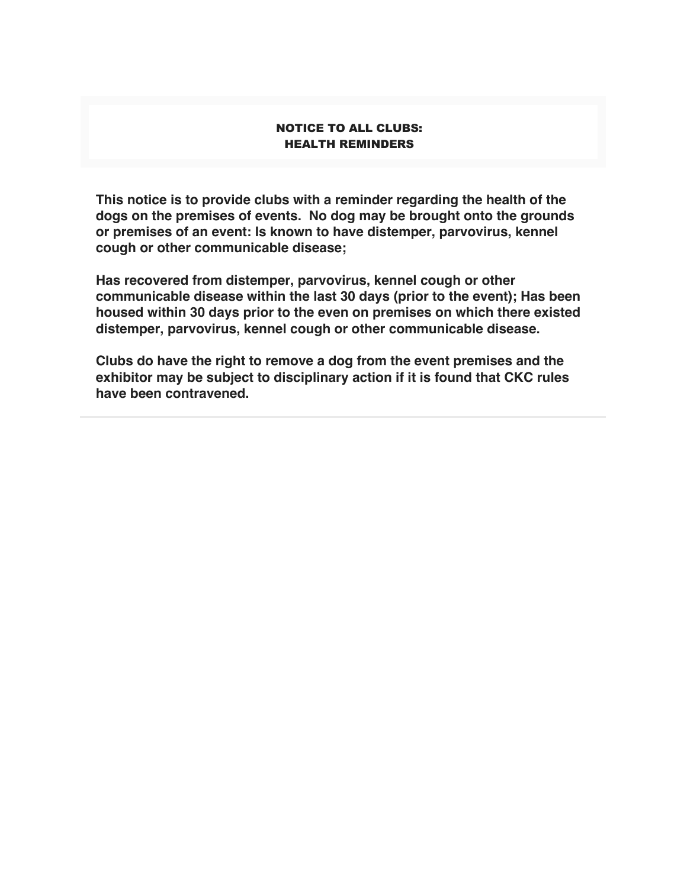## NOTICE TO ALL CLUBS:
## HEALTH REMINDERS

**This notice is to provide clubs with a reminder regarding the health of the dogs on the premises of events. No dog may be brought onto the grounds or premises of an event: Is known to have distemper, parvovirus, kennel cough or other communicable disease;**

**Has recovered from distemper, parvovirus, kennel cough or other communicable disease within the last 30 days (prior to the event); Has been housed within 30 days prior to the even on premises on which there existed distemper, parvovirus, kennel cough or other communicable disease.**

**Clubs do have the right to remove a dog from the event premises and the exhibitor may be subject to disciplinary action if it is found that CKC rules have been contravened.**